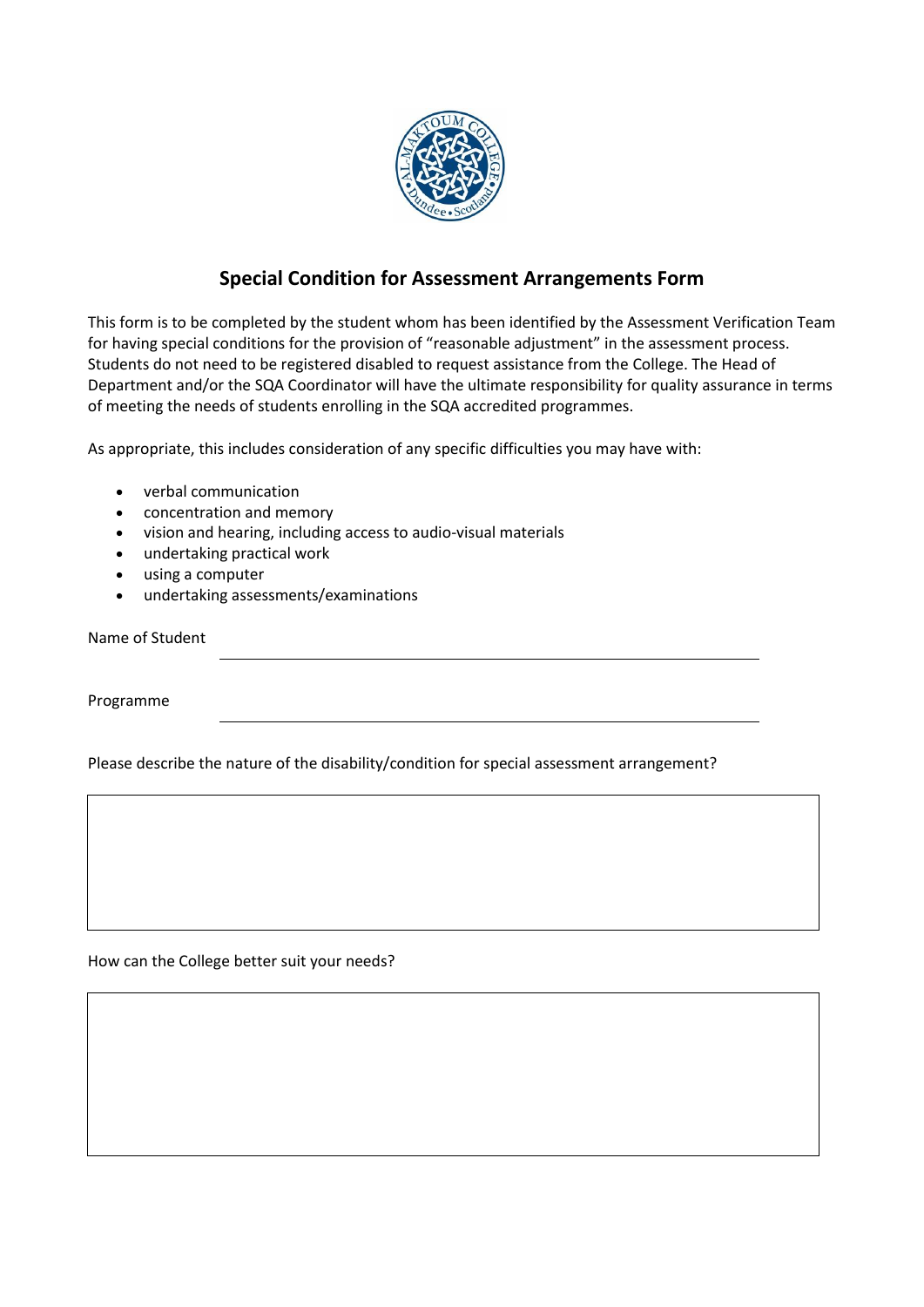# Special Condition for Assessment Arrangements Form

This form is to be completed by the student whom has been identified by the Assessment Verification Team for having special conditions for the provision of "reasonable adjustment" in the assessment process. Students do not need to be registered disabled to request assistance from the College. The Head of Department and/or the SQA Coordinator will have the ultimate responsibility for quality assurance in terms of meeting the needs of students enrolling in the SQA accredited programmes.

As appropriate, this includes consideration of any specific difficulties you may have with:

- verbal communication
- concentration and memory
- vision and hearing, including access to audio-visual materials
- undertaking practical work
- using a computer
- undertaking assessments/examinations

Name of Student \_\_\_\_\_\_\_\_\_\_\_\_\_\_\_\_\_\_\_\_\_\_\_\_\_\_\_\_\_\_\_\_\_\_\_\_\_\_\_\_

Programme \_\_\_\_\_\_\_\_\_\_\_\_\_\_\_\_\_\_\_\_\_\_\_\_\_\_\_\_\_\_\_\_\_\_\_\_\_\_\_\_

Please describe the nature of the disability/condition for special assessment arrangement?

| |
|---|
| |

How can the College better suit your needs?

| |
|---|
| |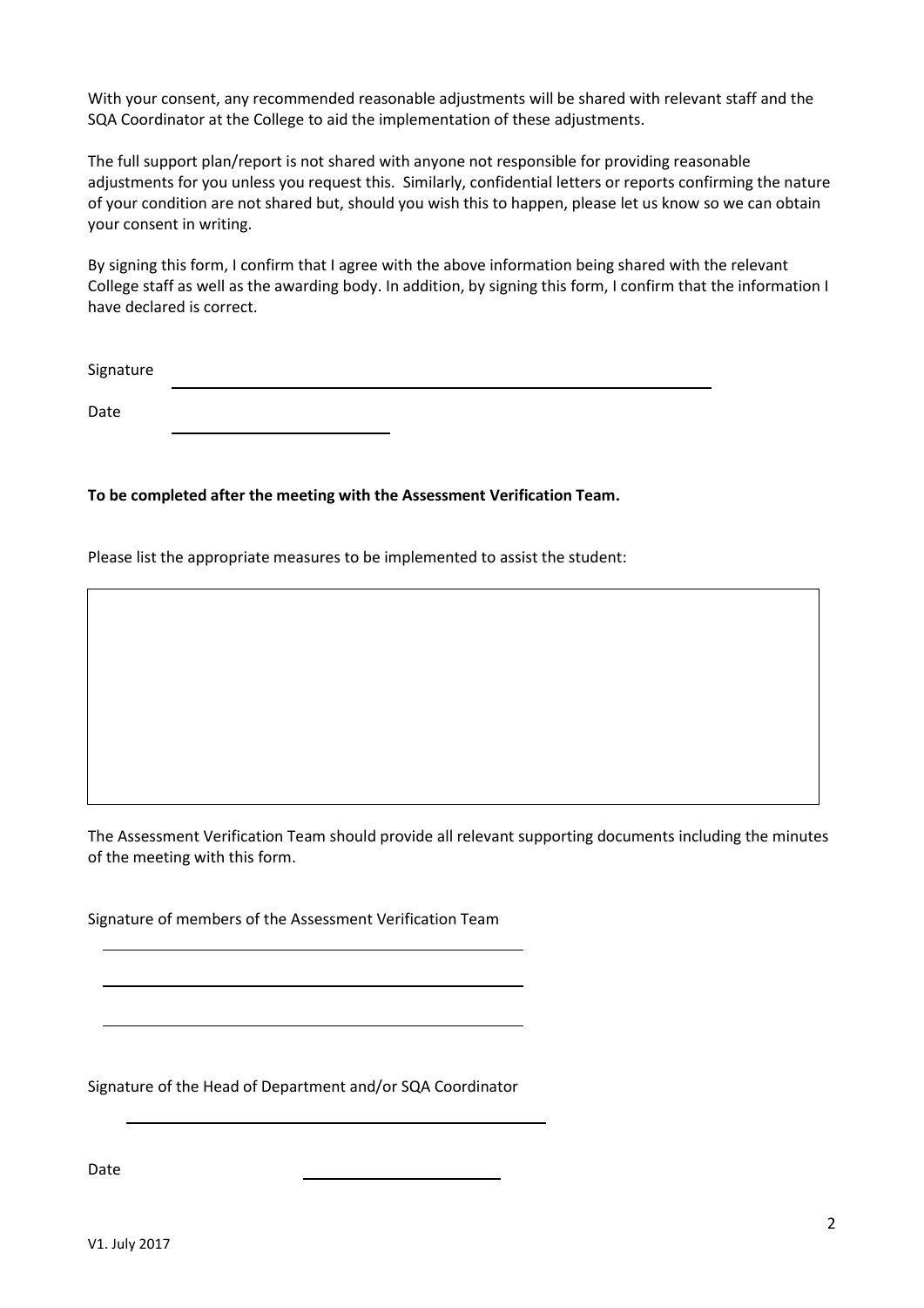With your consent, any recommended reasonable adjustments will be shared with relevant staff and the SQA Coordinator at the College to aid the implementation of these adjustments.

The full support plan/report is not shared with anyone not responsible for providing reasonable adjustments for you unless you request this. Similarly, confidential letters or reports confirming the nature of your condition are not shared but, should you wish this to happen, please let us know so we can obtain your consent in writing.

By signing this form, I confirm that I agree with the above information being shared with the relevant College staff as well as the awarding body. In addition, by signing this form, I confirm that the information I have declared is correct.

Signature ______________________________________________

Date ____________________

**To be completed after the meeting with the Assessment Verification Team.**

Please list the appropriate measures to be implemented to assist the student:

| |
|---|
| |

The Assessment Verification Team should provide all relevant supporting documents including the minutes of the meeting with this form.

Signature of members of the Assessment Verification Team

______________________________________

______________________________________

______________________________________

Signature of the Head of Department and/or SQA Coordinator

______________________________________

Date ____________________

V1. July 2017